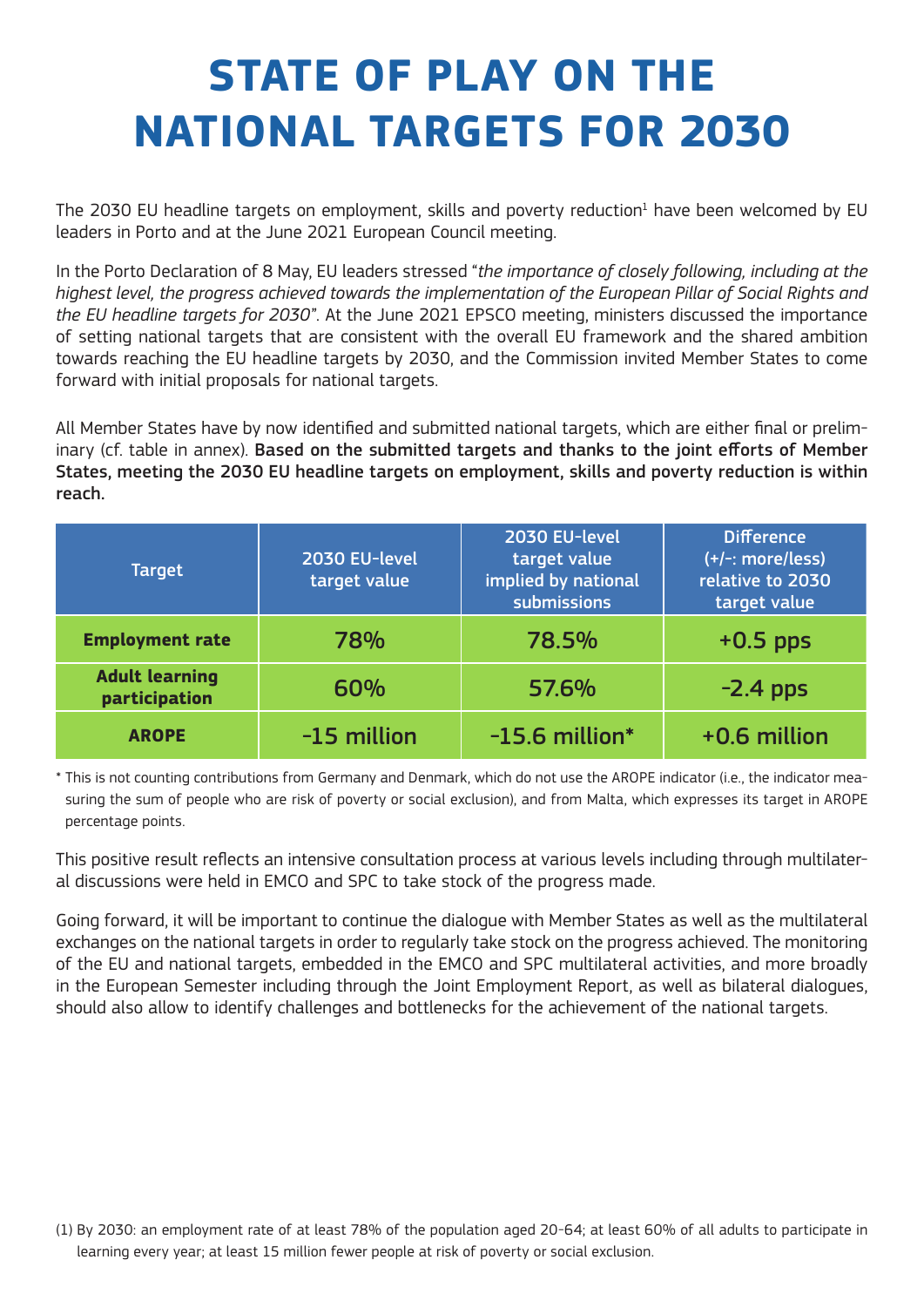# STATE OF PLAY ON THE NATIONAL TARGETS FOR 2030

The 2030 EU headline targets on employment, skills and poverty reduction[1] have been welcomed by EU leaders in Porto and at the June 2021 European Council meeting.

In the Porto Declaration of 8 May, EU leaders stressed "*the importance of closely following, including at the highest level, the progress achieved towards the implementation of the European Pillar of Social Rights and the EU headline targets for 2030*". At the June 2021 EPSCO meeting, ministers discussed the importance of setting national targets that are consistent with the overall EU framework and the shared ambition towards reaching the EU headline targets by 2030, and the Commission invited Member States to come forward with initial proposals for national targets.

All Member States have by now identified and submitted national targets, which are either final or preliminary (cf. table in annex). **Based on the submitted targets and thanks to the joint efforts of Member States, meeting the 2030 EU headline targets on employment, skills and poverty reduction is within reach.**

| Target | 2030 EU-level target value | 2030 EU-level target value implied by national submissions | Difference (+/-: more/less) relative to 2030 target value |
|---|---|---|---|
| **Employment rate** | 78% | 78.5% | +0.5 pps |
| **Adult learning participation** | 60% | 57.6% | -2.4 pps |
| **AROPE** | -15 million | -15.6 million* | +0.6 million |

\* This is not counting contributions from Germany and Denmark, which do not use the AROPE indicator (i.e., the indicator measuring the sum of people who are risk of poverty or social exclusion), and from Malta, which expresses its target in AROPE percentage points.

This positive result reflects an intensive consultation process at various levels including through multilateral discussions were held in EMCO and SPC to take stock of the progress made.

Going forward, it will be important to continue the dialogue with Member States as well as the multilateral exchanges on the national targets in order to regularly take stock on the progress achieved. The monitoring of the EU and national targets, embedded in the EMCO and SPC multilateral activities, and more broadly in the European Semester including through the Joint Employment Report, as well as bilateral dialogues, should also allow to identify challenges and bottlenecks for the achievement of the national targets.

(1) By 2030: an employment rate of at least 78% of the population aged 20-64; at least 60% of all adults to participate in learning every year; at least 15 million fewer people at risk of poverty or social exclusion.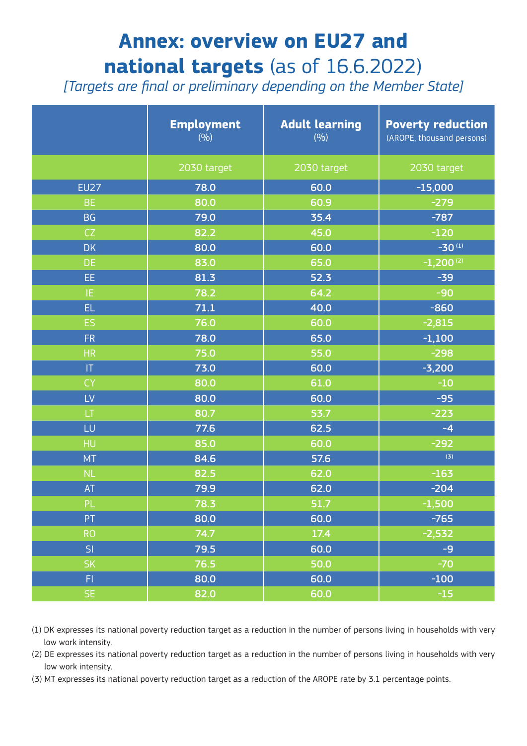# Annex: overview on EU27 and national targets (as of 16.6.2022)

*[Targets are final or preliminary depending on the Member State]*

| | Employment (%) | Adult learning (%) | Poverty reduction (AROPE, thousand persons) |
|---|---|---|---|
| | 2030 target | 2030 target | 2030 target |
| EU27 | 78.0 | 60.0 | -15,000 |
| BE | 80.0 | 60.9 | -279 |
| BG | 79.0 | 35.4 | -787 |
| CZ | 82.2 | 45.0 | -120 |
| DK | 80.0 | 60.0 | -30 (1) |
| DE | 83.0 | 65.0 | -1,200 (2) |
| EE | 81.3 | 52.3 | -39 |
| IE | 78.2 | 64.2 | -90 |
| EL | 71.1 | 40.0 | -860 |
| ES | 76.0 | 60.0 | -2,815 |
| FR | 78.0 | 65.0 | -1,100 |
| HR | 75.0 | 55.0 | -298 |
| IT | 73.0 | 60.0 | -3,200 |
| CY | 80.0 | 61.0 | -10 |
| LV | 80.0 | 60.0 | -95 |
| LT | 80.7 | 53.7 | -223 |
| LU | 77.6 | 62.5 | -4 |
| HU | 85.0 | 60.0 | -292 |
| MT | 84.6 | 57.6 | (3) |
| NL | 82.5 | 62.0 | -163 |
| AT | 79.9 | 62.0 | -204 |
| PL | 78.3 | 51.7 | -1,500 |
| PT | 80.0 | 60.0 | -765 |
| RO | 74.7 | 17.4 | -2,532 |
| SI | 79.5 | 60.0 | -9 |
| SK | 76.5 | 50.0 | -70 |
| FI | 80.0 | 60.0 | -100 |
| SE | 82.0 | 60.0 | -15 |

(1) DK expresses its national poverty reduction target as a reduction in the number of persons living in households with very low work intensity.

(2) DE expresses its national poverty reduction target as a reduction in the number of persons living in households with very low work intensity.

(3) MT expresses its national poverty reduction target as a reduction of the AROPE rate by 3.1 percentage points.